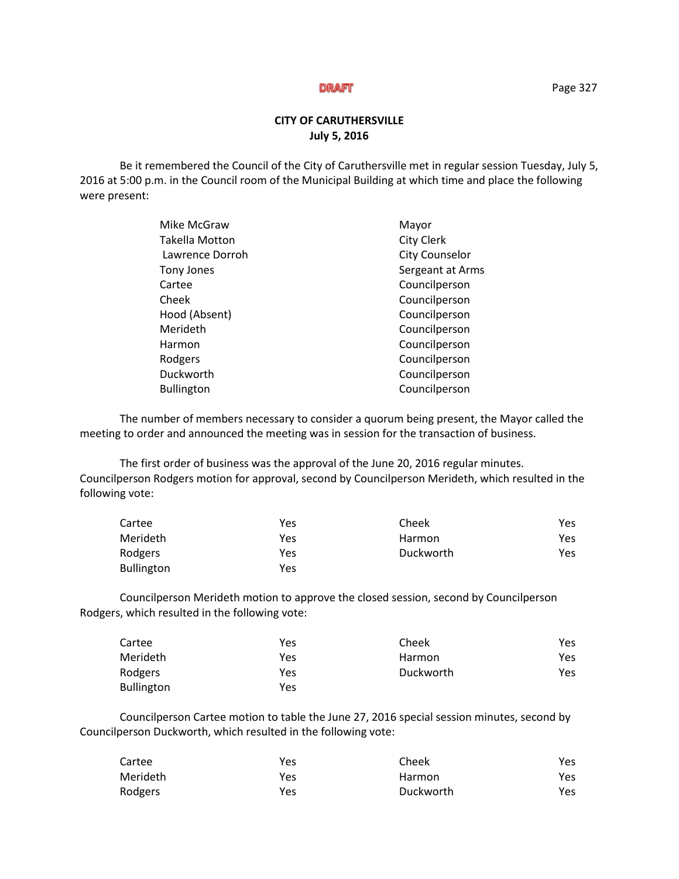DRAFT

**CITY OF CARUTHERSVILLE**
**July 5, 2016**

Be it remembered the Council of the City of Caruthersville met in regular session Tuesday, July 5, 2016 at 5:00 p.m. in the Council room of the Municipal Building at which time and place the following were present:

| | |
|---|---|
| Mike McGraw | Mayor |
| Takella Motton | City Clerk |
| Lawrence Dorroh | City Counselor |
| Tony Jones | Sergeant at Arms |
| Cartee | Councilperson |
| Cheek | Councilperson |
| Hood (Absent) | Councilperson |
| Merideth | Councilperson |
| Harmon | Councilperson |
| Rodgers | Councilperson |
| Duckworth | Councilperson |
| Bullington | Councilperson |

The number of members necessary to consider a quorum being present, the Mayor called the meeting to order and announced the meeting was in session for the transaction of business.

The first order of business was the approval of the June 20, 2016 regular minutes. Councilperson Rodgers motion for approval, second by Councilperson Merideth, which resulted in the following vote:

| | | | |
|---|---|---|---|
| Cartee | Yes | Cheek | Yes |
| Merideth | Yes | Harmon | Yes |
| Rodgers | Yes | Duckworth | Yes |
| Bullington | Yes | | |

Councilperson Merideth motion to approve the closed session, second by Councilperson Rodgers, which resulted in the following vote:

| | | | |
|---|---|---|---|
| Cartee | Yes | Cheek | Yes |
| Merideth | Yes | Harmon | Yes |
| Rodgers | Yes | Duckworth | Yes |
| Bullington | Yes | | |

Councilperson Cartee motion to table the June 27, 2016 special session minutes, second by Councilperson Duckworth, which resulted in the following vote:

| | | | |
|---|---|---|---|
| Cartee | Yes | Cheek | Yes |
| Merideth | Yes | Harmon | Yes |
| Rodgers | Yes | Duckworth | Yes |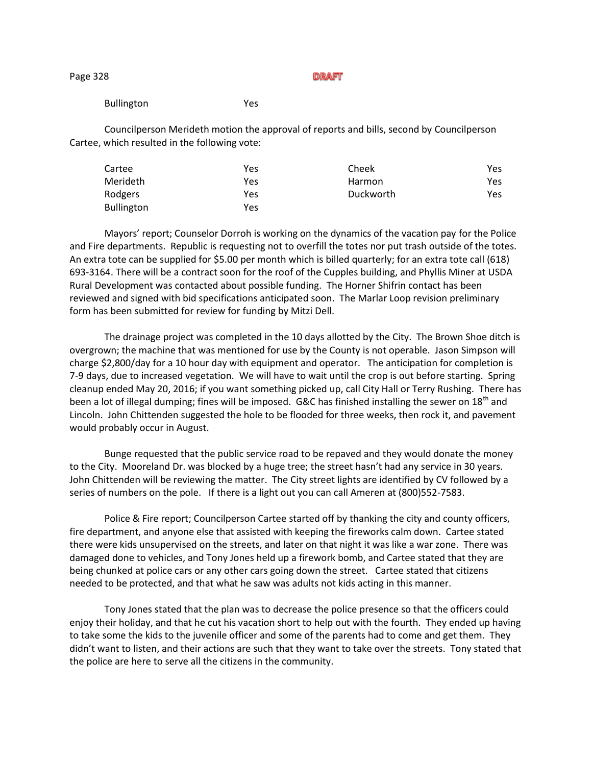DRAFT

| | |
|---|---|
| Bullington | Yes |

Councilperson Merideth motion the approval of reports and bills, second by Councilperson Cartee, which resulted in the following vote:

| | | | |
|---|---|---|---|
| Cartee | Yes | Cheek | Yes |
| Merideth | Yes | Harmon | Yes |
| Rodgers | Yes | Duckworth | Yes |
| Bullington | Yes | | |

Mayors' report; Counselor Dorroh is working on the dynamics of the vacation pay for the Police and Fire departments. Republic is requesting not to overfill the totes nor put trash outside of the totes. An extra tote can be supplied for $5.00 per month which is billed quarterly; for an extra tote call (618) 693-3164. There will be a contract soon for the roof of the Cupples building, and Phyllis Miner at USDA Rural Development was contacted about possible funding. The Horner Shifrin contact has been reviewed and signed with bid specifications anticipated soon. The Marlar Loop revision preliminary form has been submitted for review for funding by Mitzi Dell.

The drainage project was completed in the 10 days allotted by the City. The Brown Shoe ditch is overgrown; the machine that was mentioned for use by the County is not operable. Jason Simpson will charge $2,800/day for a 10 hour day with equipment and operator. The anticipation for completion is 7-9 days, due to increased vegetation. We will have to wait until the crop is out before starting. Spring cleanup ended May 20, 2016; if you want something picked up, call City Hall or Terry Rushing. There has been a lot of illegal dumping; fines will be imposed. G&C has finished installing the sewer on 18th and Lincoln. John Chittenden suggested the hole to be flooded for three weeks, then rock it, and pavement would probably occur in August.

Bunge requested that the public service road to be repaved and they would donate the money to the City. Mooreland Dr. was blocked by a huge tree; the street hasn't had any service in 30 years. John Chittenden will be reviewing the matter. The City street lights are identified by CV followed by a series of numbers on the pole. If there is a light out you can call Ameren at (800)552-7583.

Police & Fire report; Councilperson Cartee started off by thanking the city and county officers, fire department, and anyone else that assisted with keeping the fireworks calm down. Cartee stated there were kids unsupervised on the streets, and later on that night it was like a war zone. There was damaged done to vehicles, and Tony Jones held up a firework bomb, and Cartee stated that they are being chunked at police cars or any other cars going down the street. Cartee stated that citizens needed to be protected, and that what he saw was adults not kids acting in this manner.

Tony Jones stated that the plan was to decrease the police presence so that the officers could enjoy their holiday, and that he cut his vacation short to help out with the fourth. They ended up having to take some the kids to the juvenile officer and some of the parents had to come and get them. They didn't want to listen, and their actions are such that they want to take over the streets. Tony stated that the police are here to serve all the citizens in the community.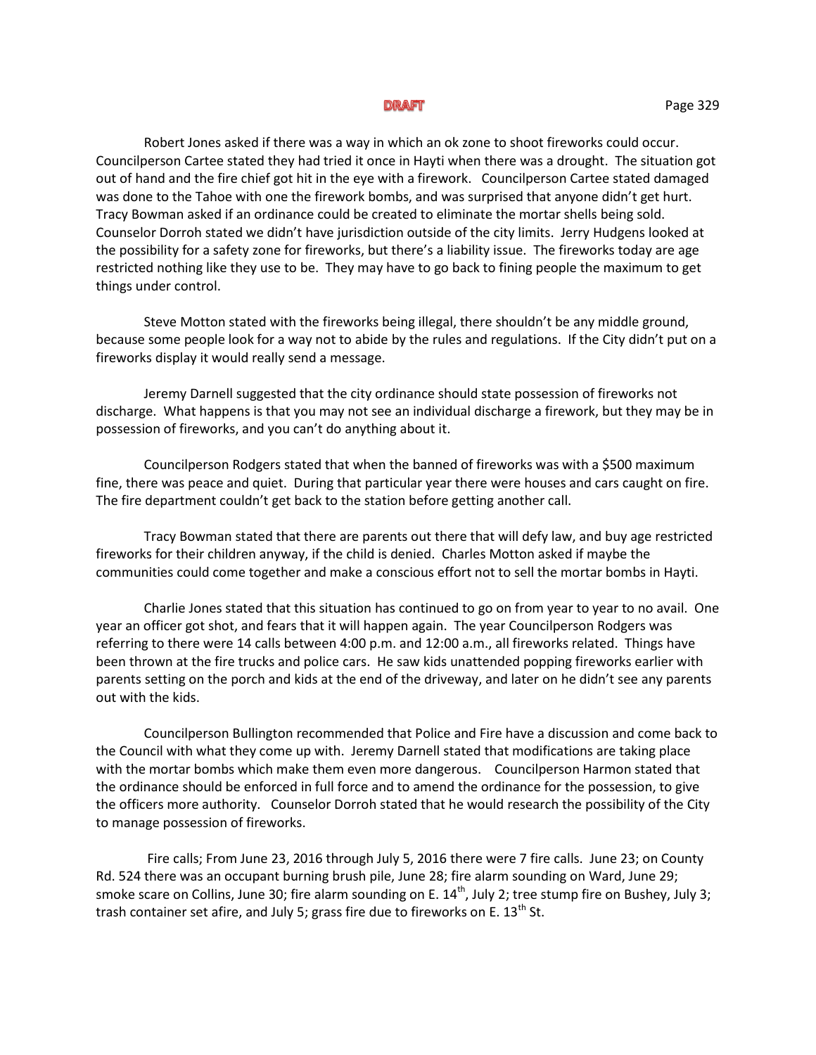Robert Jones asked if there was a way in which an ok zone to shoot fireworks could occur. Councilperson Cartee stated they had tried it once in Hayti when there was a drought. The situation got out of hand and the fire chief got hit in the eye with a firework. Councilperson Cartee stated damaged was done to the Tahoe with one the firework bombs, and was surprised that anyone didn't get hurt. Tracy Bowman asked if an ordinance could be created to eliminate the mortar shells being sold. Counselor Dorroh stated we didn't have jurisdiction outside of the city limits. Jerry Hudgens looked at the possibility for a safety zone for fireworks, but there's a liability issue. The fireworks today are age restricted nothing like they use to be. They may have to go back to fining people the maximum to get things under control.

Steve Motton stated with the fireworks being illegal, there shouldn't be any middle ground, because some people look for a way not to abide by the rules and regulations. If the City didn't put on a fireworks display it would really send a message.

Jeremy Darnell suggested that the city ordinance should state possession of fireworks not discharge. What happens is that you may not see an individual discharge a firework, but they may be in possession of fireworks, and you can't do anything about it.

Councilperson Rodgers stated that when the banned of fireworks was with a $500 maximum fine, there was peace and quiet. During that particular year there were houses and cars caught on fire. The fire department couldn't get back to the station before getting another call.

Tracy Bowman stated that there are parents out there that will defy law, and buy age restricted fireworks for their children anyway, if the child is denied. Charles Motton asked if maybe the communities could come together and make a conscious effort not to sell the mortar bombs in Hayti.

Charlie Jones stated that this situation has continued to go on from year to year to no avail. One year an officer got shot, and fears that it will happen again. The year Councilperson Rodgers was referring to there were 14 calls between 4:00 p.m. and 12:00 a.m., all fireworks related. Things have been thrown at the fire trucks and police cars. He saw kids unattended popping fireworks earlier with parents setting on the porch and kids at the end of the driveway, and later on he didn't see any parents out with the kids.

Councilperson Bullington recommended that Police and Fire have a discussion and come back to the Council with what they come up with. Jeremy Darnell stated that modifications are taking place with the mortar bombs which make them even more dangerous. Councilperson Harmon stated that the ordinance should be enforced in full force and to amend the ordinance for the possession, to give the officers more authority. Counselor Dorroh stated that he would research the possibility of the City to manage possession of fireworks.

Fire calls; From June 23, 2016 through July 5, 2016 there were 7 fire calls. June 23; on County Rd. 524 there was an occupant burning brush pile, June 28; fire alarm sounding on Ward, June 29; smoke scare on Collins, June 30; fire alarm sounding on E. 14th, July 2; tree stump fire on Bushey, July 3; trash container set afire, and July 5; grass fire due to fireworks on E. 13th St.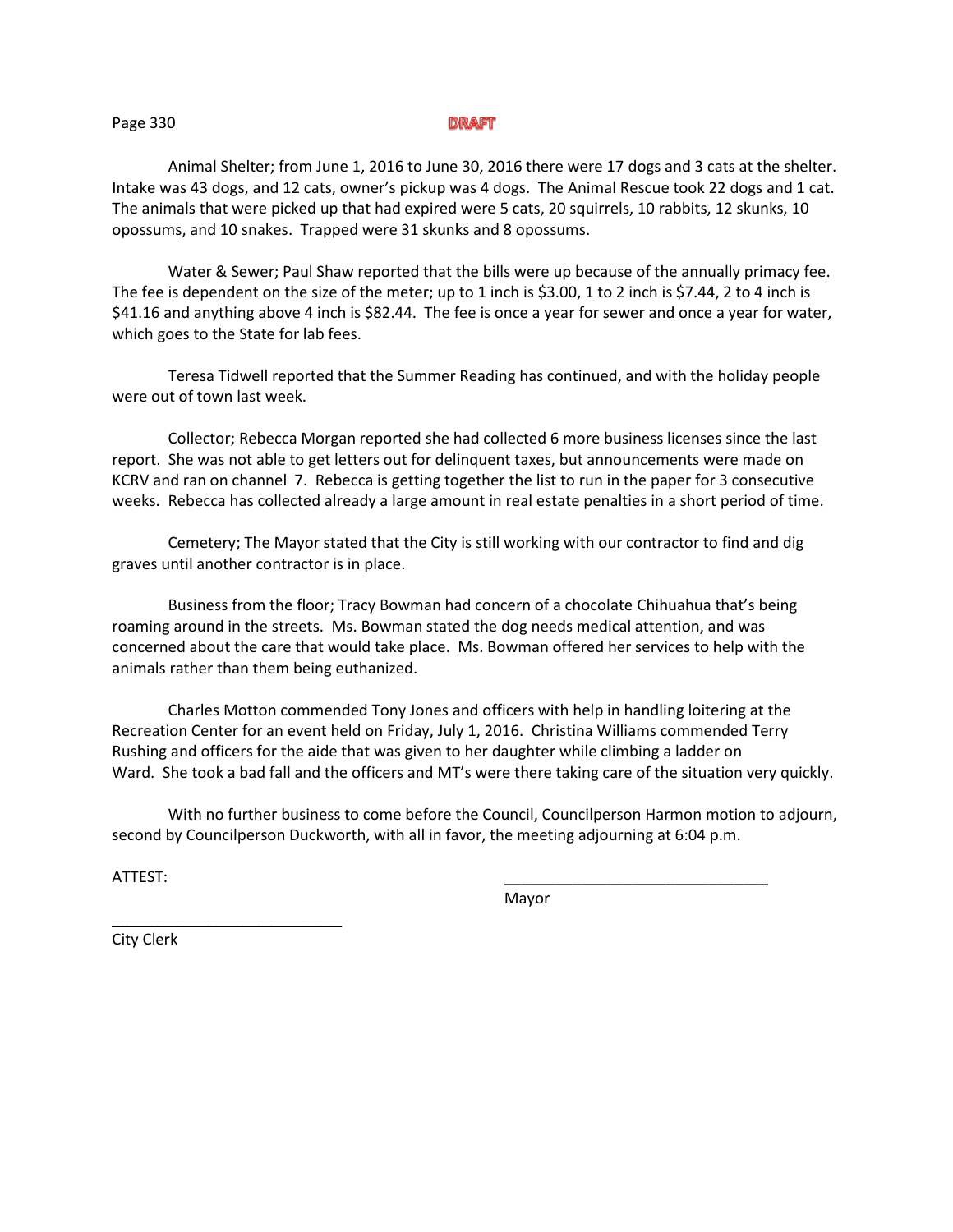DRAFT

Animal Shelter; from June 1, 2016 to June 30, 2016 there were 17 dogs and 3 cats at the shelter. Intake was 43 dogs, and 12 cats, owner's pickup was 4 dogs. The Animal Rescue took 22 dogs and 1 cat. The animals that were picked up that had expired were 5 cats, 20 squirrels, 10 rabbits, 12 skunks, 10 opossums, and 10 snakes. Trapped were 31 skunks and 8 opossums.

Water & Sewer; Paul Shaw reported that the bills were up because of the annually primacy fee. The fee is dependent on the size of the meter; up to 1 inch is $3.00, 1 to 2 inch is $7.44, 2 to 4 inch is $41.16 and anything above 4 inch is $82.44. The fee is once a year for sewer and once a year for water, which goes to the State for lab fees.

Teresa Tidwell reported that the Summer Reading has continued, and with the holiday people were out of town last week.

Collector; Rebecca Morgan reported she had collected 6 more business licenses since the last report. She was not able to get letters out for delinquent taxes, but announcements were made on KCRV and ran on channel 7. Rebecca is getting together the list to run in the paper for 3 consecutive weeks. Rebecca has collected already a large amount in real estate penalties in a short period of time.

Cemetery; The Mayor stated that the City is still working with our contractor to find and dig graves until another contractor is in place.

Business from the floor; Tracy Bowman had concern of a chocolate Chihuahua that's being roaming around in the streets. Ms. Bowman stated the dog needs medical attention, and was concerned about the care that would take place. Ms. Bowman offered her services to help with the animals rather than them being euthanized.

Charles Motton commended Tony Jones and officers with help in handling loitering at the Recreation Center for an event held on Friday, July 1, 2016. Christina Williams commended Terry Rushing and officers for the aide that was given to her daughter while climbing a ladder on Ward. She took a bad fall and the officers and MT's were there taking care of the situation very quickly.

With no further business to come before the Council, Councilperson Harmon motion to adjourn, second by Councilperson Duckworth, with all in favor, the meeting adjourning at 6:04 p.m.

ATTEST:

______________________________
Mayor

______________________________
City Clerk